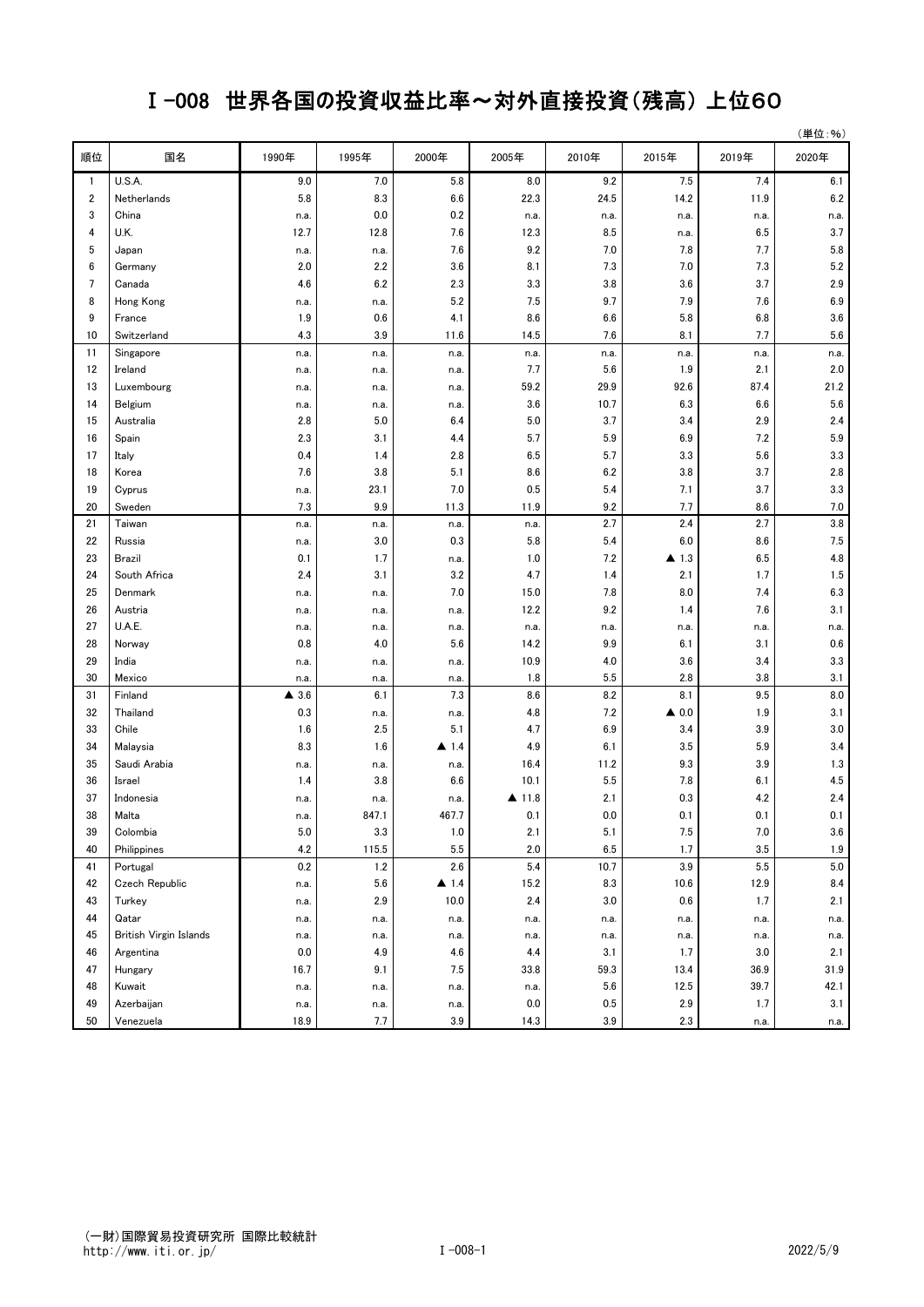# Ⅰ-008 世界各国の投資収益比率～対外直接投資(残高) 上位60

(単位:%)

| 順位 | 国名 | 1990年 | 1995年 | 2000年 | 2005年 | 2010年 | 2015年 | 2019年 | 2020年 |
|---|---|---|---|---|---|---|---|---|---|
| 1 | U.S.A. | 9.0 | 7.0 | 5.8 | 8.0 | 9.2 | 7.5 | 7.4 | 6.1 |
| 2 | Netherlands | 5.8 | 8.3 | 6.6 | 22.3 | 24.5 | 14.2 | 11.9 | 6.2 |
| 3 | China | n.a. | 0.0 | 0.2 | n.a. | n.a. | n.a. | n.a. | n.a. |
| 4 | U.K. | 12.7 | 12.8 | 7.6 | 12.3 | 8.5 | n.a. | 6.5 | 3.7 |
| 5 | Japan | n.a. | n.a. | 7.6 | 9.2 | 7.0 | 7.8 | 7.7 | 5.8 |
| 6 | Germany | 2.0 | 2.2 | 3.6 | 8.1 | 7.3 | 7.0 | 7.3 | 5.2 |
| 7 | Canada | 4.6 | 6.2 | 2.3 | 3.3 | 3.8 | 3.6 | 3.7 | 2.9 |
| 8 | Hong Kong | n.a. | n.a. | 5.2 | 7.5 | 9.7 | 7.9 | 7.6 | 6.9 |
| 9 | France | 1.9 | 0.6 | 4.1 | 8.6 | 6.6 | 5.8 | 6.8 | 3.6 |
| 10 | Switzerland | 4.3 | 3.9 | 11.6 | 14.5 | 7.6 | 8.1 | 7.7 | 5.6 |
| 11 | Singapore | n.a. | n.a. | n.a. | n.a. | n.a. | n.a. | n.a. | n.a. |
| 12 | Ireland | n.a. | n.a. | n.a. | 7.7 | 5.6 | 1.9 | 2.1 | 2.0 |
| 13 | Luxembourg | n.a. | n.a. | n.a. | 59.2 | 29.9 | 92.6 | 87.4 | 21.2 |
| 14 | Belgium | n.a. | n.a. | n.a. | 3.6 | 10.7 | 6.3 | 6.6 | 5.6 |
| 15 | Australia | 2.8 | 5.0 | 6.4 | 5.0 | 3.7 | 3.4 | 2.9 | 2.4 |
| 16 | Spain | 2.3 | 3.1 | 4.4 | 5.7 | 5.9 | 6.9 | 7.2 | 5.9 |
| 17 | Italy | 0.4 | 1.4 | 2.8 | 6.5 | 5.7 | 3.3 | 5.6 | 3.3 |
| 18 | Korea | 7.6 | 3.8 | 5.1 | 8.6 | 6.2 | 3.8 | 3.7 | 2.8 |
| 19 | Cyprus | n.a. | 23.1 | 7.0 | 0.5 | 5.4 | 7.1 | 3.7 | 3.3 |
| 20 | Sweden | 7.3 | 9.9 | 11.3 | 11.9 | 9.2 | 7.7 | 8.6 | 7.0 |
| 21 | Taiwan | n.a. | n.a. | n.a. | n.a. | 2.7 | 2.4 | 2.7 | 3.8 |
| 22 | Russia | n.a. | 3.0 | 0.3 | 5.8 | 5.4 | 6.0 | 8.6 | 7.5 |
| 23 | Brazil | 0.1 | 1.7 | n.a. | 1.0 | 7.2 | ▲ 1.3 | 6.5 | 4.8 |
| 24 | South Africa | 2.4 | 3.1 | 3.2 | 4.7 | 1.4 | 2.1 | 1.7 | 1.5 |
| 25 | Denmark | n.a. | n.a. | 7.0 | 15.0 | 7.8 | 8.0 | 7.4 | 6.3 |
| 26 | Austria | n.a. | n.a. | n.a. | 12.2 | 9.2 | 1.4 | 7.6 | 3.1 |
| 27 | U.A.E. | n.a. | n.a. | n.a. | n.a. | n.a. | n.a. | n.a. | n.a. |
| 28 | Norway | 0.8 | 4.0 | 5.6 | 14.2 | 9.9 | 6.1 | 3.1 | 0.6 |
| 29 | India | n.a. | n.a. | n.a. | 10.9 | 4.0 | 3.6 | 3.4 | 3.3 |
| 30 | Mexico | n.a. | n.a. | n.a. | 1.8 | 5.5 | 2.8 | 3.8 | 3.1 |
| 31 | Finland | ▲ 3.6 | 6.1 | 7.3 | 8.6 | 8.2 | 8.1 | 9.5 | 8.0 |
| 32 | Thailand | 0.3 | n.a. | n.a. | 4.8 | 7.2 | ▲ 0.0 | 1.9 | 3.1 |
| 33 | Chile | 1.6 | 2.5 | 5.1 | 4.7 | 6.9 | 3.4 | 3.9 | 3.0 |
| 34 | Malaysia | 8.3 | 1.6 | ▲ 1.4 | 4.9 | 6.1 | 3.5 | 5.9 | 3.4 |
| 35 | Saudi Arabia | n.a. | n.a. | n.a. | 16.4 | 11.2 | 9.3 | 3.9 | 1.3 |
| 36 | Israel | 1.4 | 3.8 | 6.6 | 10.1 | 5.5 | 7.8 | 6.1 | 4.5 |
| 37 | Indonesia | n.a. | n.a. | n.a. | ▲ 11.8 | 2.1 | 0.3 | 4.2 | 2.4 |
| 38 | Malta | n.a. | 847.1 | 467.7 | 0.1 | 0.0 | 0.1 | 0.1 | 0.1 |
| 39 | Colombia | 5.0 | 3.3 | 1.0 | 2.1 | 5.1 | 7.5 | 7.0 | 3.6 |
| 40 | Philippines | 4.2 | 115.5 | 5.5 | 2.0 | 6.5 | 1.7 | 3.5 | 1.9 |
| 41 | Portugal | 0.2 | 1.2 | 2.6 | 5.4 | 10.7 | 3.9 | 5.5 | 5.0 |
| 42 | Czech Republic | n.a. | 5.6 | ▲ 1.4 | 15.2 | 8.3 | 10.6 | 12.9 | 8.4 |
| 43 | Turkey | n.a. | 2.9 | 10.0 | 2.4 | 3.0 | 0.6 | 1.7 | 2.1 |
| 44 | Qatar | n.a. | n.a. | n.a. | n.a. | n.a. | n.a. | n.a. | n.a. |
| 45 | British Virgin Islands | n.a. | n.a. | n.a. | n.a. | n.a. | n.a. | n.a. | n.a. |
| 46 | Argentina | 0.0 | 4.9 | 4.6 | 4.4 | 3.1 | 1.7 | 3.0 | 2.1 |
| 47 | Hungary | 16.7 | 9.1 | 7.5 | 33.8 | 59.3 | 13.4 | 36.9 | 31.9 |
| 48 | Kuwait | n.a. | n.a. | n.a. | n.a. | 5.6 | 12.5 | 39.7 | 42.1 |
| 49 | Azerbaijan | n.a. | n.a. | n.a. | 0.0 | 0.5 | 2.9 | 1.7 | 3.1 |
| 50 | Venezuela | 18.9 | 7.7 | 3.9 | 14.3 | 3.9 | 2.3 | n.a. | n.a. |

(一財)国際貿易投資研究所 国際比較統計
http://www.iti.or.jp/

2022/5/9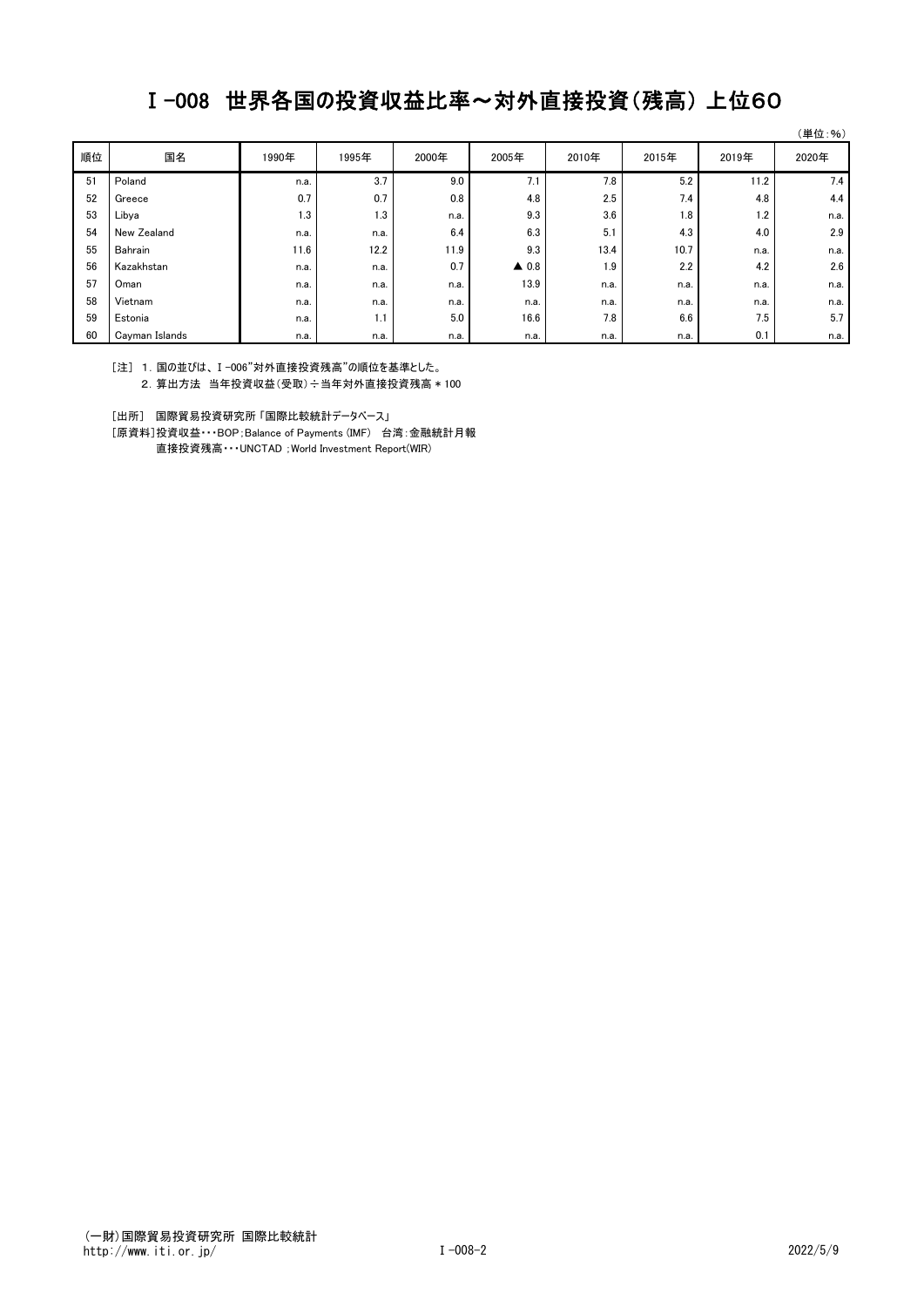# Ⅰ-008 世界各国の投資収益比率～対外直接投資(残高) 上位60

（単位：%）

| 順位 | 国名 | 1990年 | 1995年 | 2000年 | 2005年 | 2010年 | 2015年 | 2019年 | 2020年 |
|---|---|---|---|---|---|---|---|---|---|
| 51 | Poland | n.a. | 3.7 | 9.0 | 7.1 | 7.8 | 5.2 | 11.2 | 7.4 |
| 52 | Greece | 0.7 | 0.7 | 0.8 | 4.8 | 2.5 | 7.4 | 4.8 | 4.4 |
| 53 | Libya | 1.3 | 1.3 | n.a. | 9.3 | 3.6 | 1.8 | 1.2 | n.a. |
| 54 | New Zealand | n.a. | n.a. | 6.4 | 6.3 | 5.1 | 4.3 | 4.0 | 2.9 |
| 55 | Bahrain | 11.6 | 12.2 | 11.9 | 9.3 | 13.4 | 10.7 | n.a. | n.a. |
| 56 | Kazakhstan | n.a. | n.a. | 0.7 | ▲ 0.8 | 1.9 | 2.2 | 4.2 | 2.6 |
| 57 | Oman | n.a. | n.a. | n.a. | 13.9 | n.a. | n.a. | n.a. | n.a. |
| 58 | Vietnam | n.a. | n.a. | n.a. | n.a. | n.a. | n.a. | n.a. | n.a. |
| 59 | Estonia | n.a. | 1.1 | 5.0 | 16.6 | 7.8 | 6.6 | 7.5 | 5.7 |
| 60 | Cayman Islands | n.a. | n.a. | n.a. | n.a. | n.a. | n.a. | 0.1 | n.a. |

［注］ 1. 国の並びは、Ⅰ-006"対外直接投資残高"の順位を基準とした。
　　 2. 算出方法 当年投資収益(受取)÷当年対外直接投資残高＊100

［出所］ 国際貿易投資研究所「国際比較統計データベース」

［原資料］投資収益･･･BOP；Balance of Payments (IMF) 台湾：金融統計月報
　　 直接投資残高･･･UNCTAD ；World Investment Report(WIR)